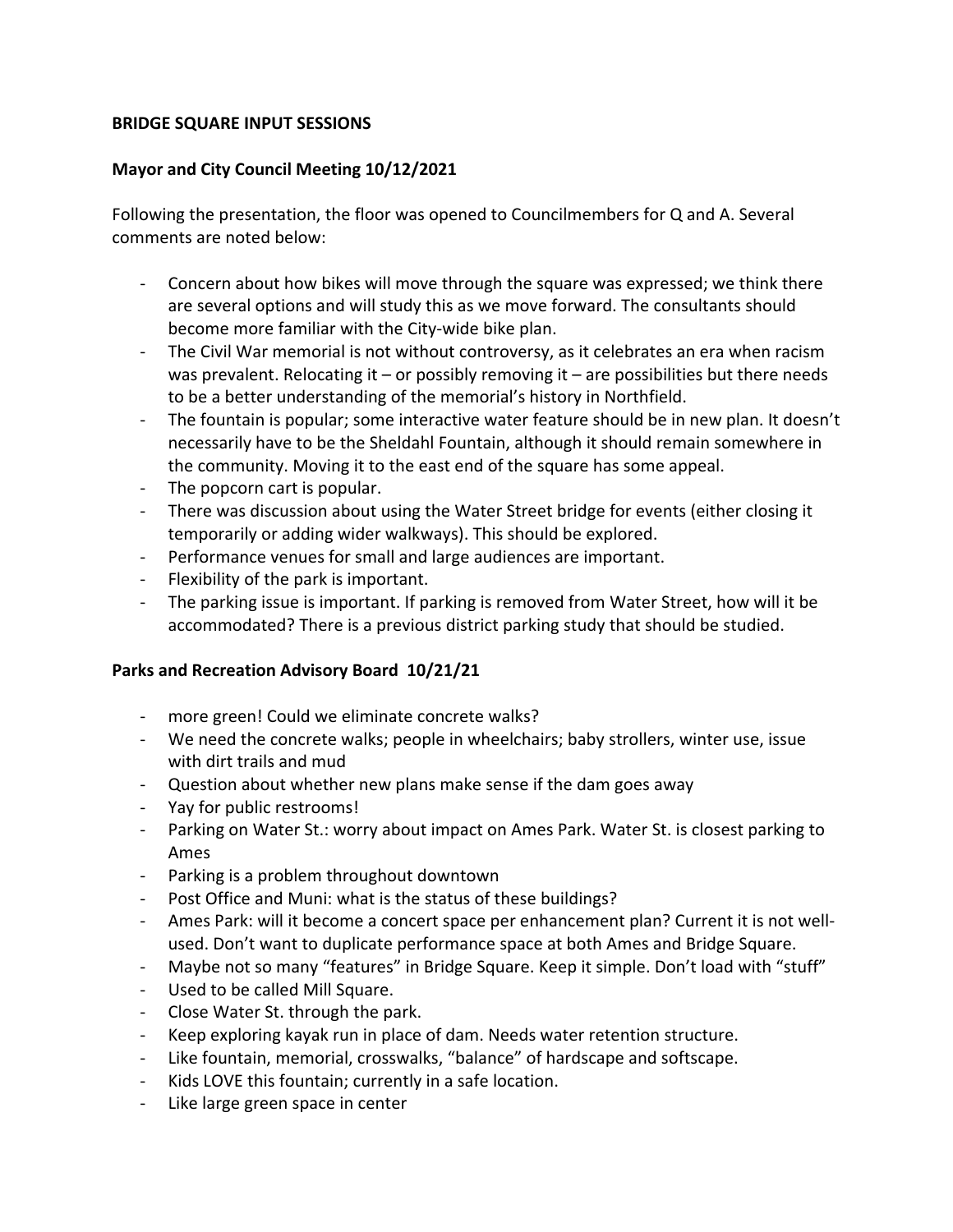**BRIDGE SQUARE INPUT SESSIONS**

**Mayor and City Council Meeting 10/12/2021**

Following the presentation, the floor was opened to Councilmembers for Q and A. Several comments are noted below:

- Concern about how bikes will move through the square was expressed; we think there are several options and will study this as we move forward. The consultants should become more familiar with the City-wide bike plan.
- The Civil War memorial is not without controversy, as it celebrates an era when racism was prevalent. Relocating it – or possibly removing it – are possibilities but there needs to be a better understanding of the memorial's history in Northfield.
- The fountain is popular; some interactive water feature should be in new plan. It doesn't necessarily have to be the Sheldahl Fountain, although it should remain somewhere in the community. Moving it to the east end of the square has some appeal.
- The popcorn cart is popular.
- There was discussion about using the Water Street bridge for events (either closing it temporarily or adding wider walkways). This should be explored.
- Performance venues for small and large audiences are important.
- Flexibility of the park is important.
- The parking issue is important. If parking is removed from Water Street, how will it be accommodated? There is a previous district parking study that should be studied.

**Parks and Recreation Advisory Board 10/21/21**

- more green! Could we eliminate concrete walks?
- We need the concrete walks; people in wheelchairs; baby strollers, winter use, issue with dirt trails and mud
- Question about whether new plans make sense if the dam goes away
- Yay for public restrooms!
- Parking on Water St.: worry about impact on Ames Park. Water St. is closest parking to Ames
- Parking is a problem throughout downtown
- Post Office and Muni: what is the status of these buildings?
- Ames Park: will it become a concert space per enhancement plan? Current it is not well-used. Don't want to duplicate performance space at both Ames and Bridge Square.
- Maybe not so many "features" in Bridge Square. Keep it simple. Don't load with "stuff"
- Used to be called Mill Square.
- Close Water St. through the park.
- Keep exploring kayak run in place of dam. Needs water retention structure.
- Like fountain, memorial, crosswalks, "balance" of hardscape and softscape.
- Kids LOVE this fountain; currently in a safe location.
- Like large green space in center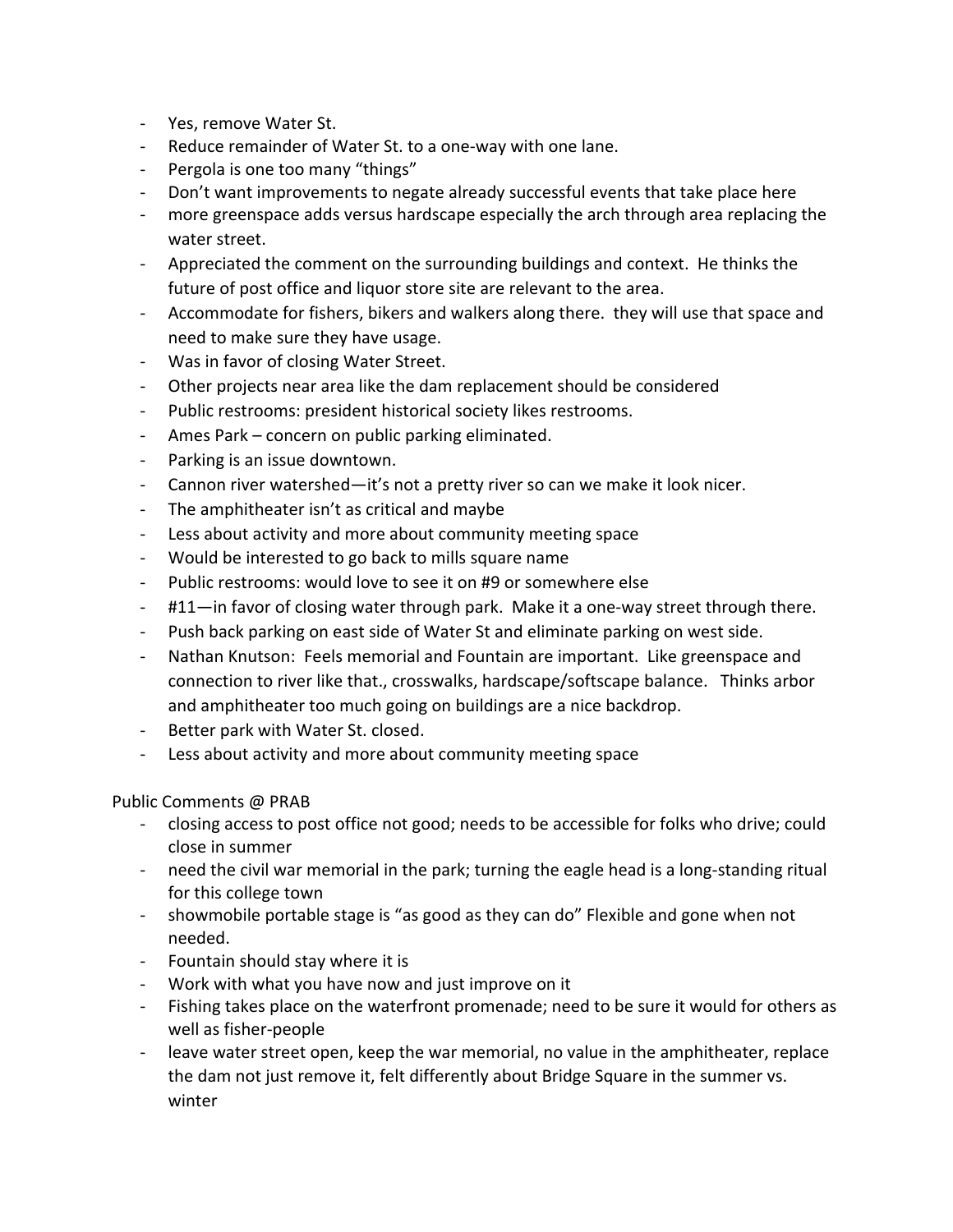- Yes, remove Water St.
- Reduce remainder of Water St. to a one-way with one lane.
- Pergola is one too many "things"
- Don't want improvements to negate already successful events that take place here
- more greenspace adds versus hardscape especially the arch through area replacing the water street.
- Appreciated the comment on the surrounding buildings and context. He thinks the future of post office and liquor store site are relevant to the area.
- Accommodate for fishers, bikers and walkers along there. they will use that space and need to make sure they have usage.
- Was in favor of closing Water Street.
- Other projects near area like the dam replacement should be considered
- Public restrooms: president historical society likes restrooms.
- Ames Park – concern on public parking eliminated.
- Parking is an issue downtown.
- Cannon river watershed—it's not a pretty river so can we make it look nicer.
- The amphitheater isn't as critical and maybe
- Less about activity and more about community meeting space
- Would be interested to go back to mills square name
- Public restrooms: would love to see it on #9 or somewhere else
- #11—in favor of closing water through park. Make it a one-way street through there.
- Push back parking on east side of Water St and eliminate parking on west side.
- Nathan Knutson: Feels memorial and Fountain are important. Like greenspace and connection to river like that., crosswalks, hardscape/softscape balance. Thinks arbor and amphitheater too much going on buildings are a nice backdrop.
- Better park with Water St. closed.
- Less about activity and more about community meeting space

Public Comments @ PRAB

- closing access to post office not good; needs to be accessible for folks who drive; could close in summer
- need the civil war memorial in the park; turning the eagle head is a long-standing ritual for this college town
- showmobile portable stage is "as good as they can do" Flexible and gone when not needed.
- Fountain should stay where it is
- Work with what you have now and just improve on it
- Fishing takes place on the waterfront promenade; need to be sure it would for others as well as fisher-people
- leave water street open, keep the war memorial, no value in the amphitheater, replace the dam not just remove it, felt differently about Bridge Square in the summer vs. winter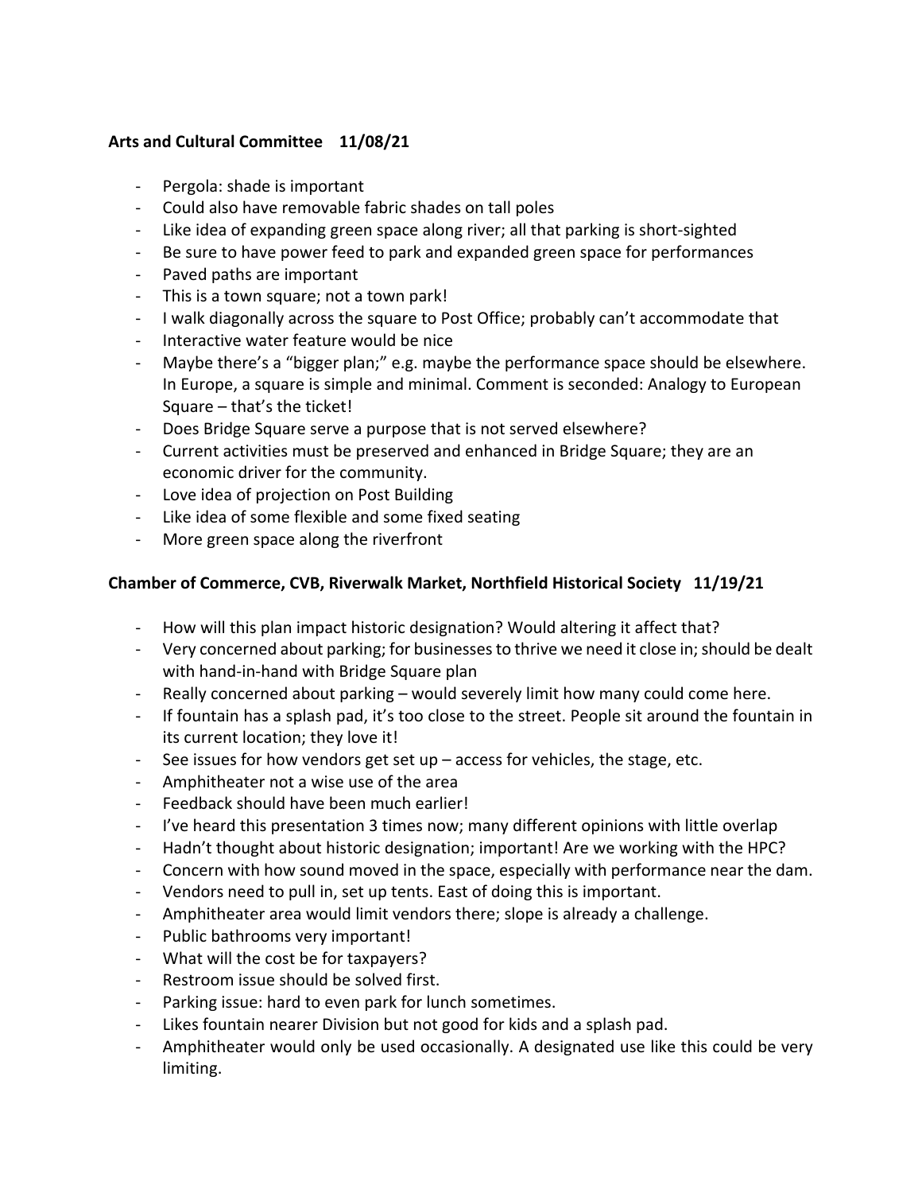**Arts and Cultural Committee 11/08/21**

- Pergola: shade is important
- Could also have removable fabric shades on tall poles
- Like idea of expanding green space along river; all that parking is short-sighted
- Be sure to have power feed to park and expanded green space for performances
- Paved paths are important
- This is a town square; not a town park!
- I walk diagonally across the square to Post Office; probably can't accommodate that
- Interactive water feature would be nice
- Maybe there's a "bigger plan;" e.g. maybe the performance space should be elsewhere. In Europe, a square is simple and minimal. Comment is seconded: Analogy to European Square – that's the ticket!
- Does Bridge Square serve a purpose that is not served elsewhere?
- Current activities must be preserved and enhanced in Bridge Square; they are an economic driver for the community.
- Love idea of projection on Post Building
- Like idea of some flexible and some fixed seating
- More green space along the riverfront

**Chamber of Commerce, CVB, Riverwalk Market, Northfield Historical Society 11/19/21**

- How will this plan impact historic designation? Would altering it affect that?
- Very concerned about parking; for businesses to thrive we need it close in; should be dealt with hand-in-hand with Bridge Square plan
- Really concerned about parking – would severely limit how many could come here.
- If fountain has a splash pad, it's too close to the street. People sit around the fountain in its current location; they love it!
- See issues for how vendors get set up – access for vehicles, the stage, etc.
- Amphitheater not a wise use of the area
- Feedback should have been much earlier!
- I've heard this presentation 3 times now; many different opinions with little overlap
- Hadn't thought about historic designation; important! Are we working with the HPC?
- Concern with how sound moved in the space, especially with performance near the dam.
- Vendors need to pull in, set up tents. East of doing this is important.
- Amphitheater area would limit vendors there; slope is already a challenge.
- Public bathrooms very important!
- What will the cost be for taxpayers?
- Restroom issue should be solved first.
- Parking issue: hard to even park for lunch sometimes.
- Likes fountain nearer Division but not good for kids and a splash pad.
- Amphitheater would only be used occasionally. A designated use like this could be very limiting.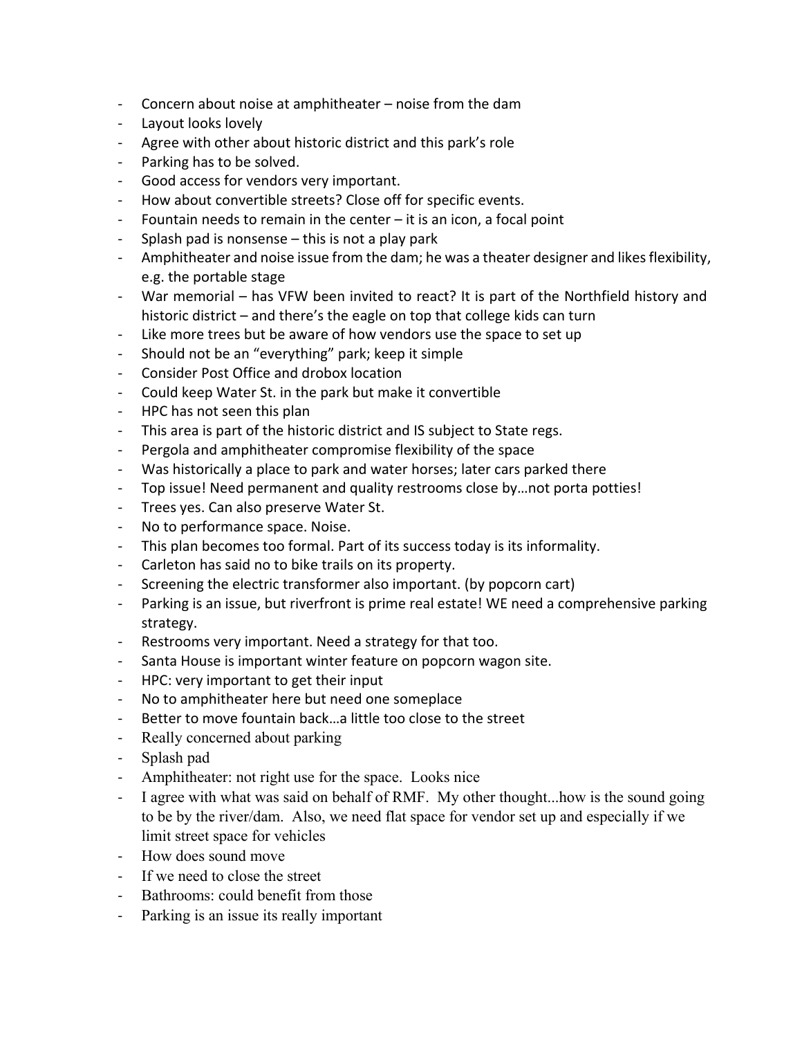- Concern about noise at amphitheater – noise from the dam
- Layout looks lovely
- Agree with other about historic district and this park's role
- Parking has to be solved.
- Good access for vendors very important.
- How about convertible streets? Close off for specific events.
- Fountain needs to remain in the center – it is an icon, a focal point
- Splash pad is nonsense – this is not a play park
- Amphitheater and noise issue from the dam; he was a theater designer and likes flexibility, e.g. the portable stage
- War memorial – has VFW been invited to react? It is part of the Northfield history and historic district – and there's the eagle on top that college kids can turn
- Like more trees but be aware of how vendors use the space to set up
- Should not be an "everything" park; keep it simple
- Consider Post Office and drobox location
- Could keep Water St. in the park but make it convertible
- HPC has not seen this plan
- This area is part of the historic district and IS subject to State regs.
- Pergola and amphitheater compromise flexibility of the space
- Was historically a place to park and water horses; later cars parked there
- Top issue! Need permanent and quality restrooms close by…not porta potties!
- Trees yes. Can also preserve Water St.
- No to performance space. Noise.
- This plan becomes too formal. Part of its success today is its informality.
- Carleton has said no to bike trails on its property.
- Screening the electric transformer also important. (by popcorn cart)
- Parking is an issue, but riverfront is prime real estate! WE need a comprehensive parking strategy.
- Restrooms very important. Need a strategy for that too.
- Santa House is important winter feature on popcorn wagon site.
- HPC: very important to get their input
- No to amphitheater here but need one someplace
- Better to move fountain back…a little too close to the street
- Really concerned about parking
- Splash pad
- Amphitheater: not right use for the space. Looks nice
- I agree with what was said on behalf of RMF. My other thought...how is the sound going to be by the river/dam. Also, we need flat space for vendor set up and especially if we limit street space for vehicles
- How does sound move
- If we need to close the street
- Bathrooms: could benefit from those
- Parking is an issue its really important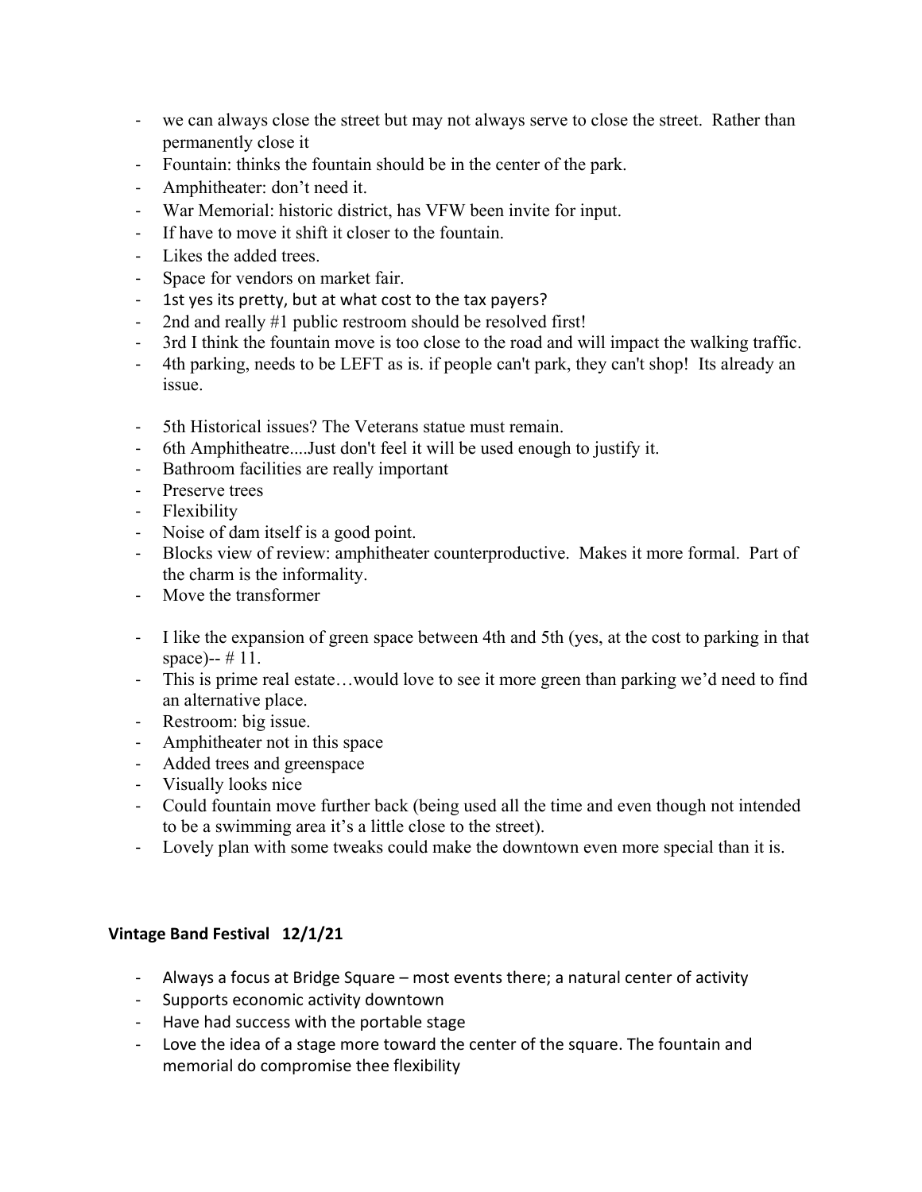- we can always close the street but may not always serve to close the street. Rather than permanently close it
- Fountain: thinks the fountain should be in the center of the park.
- Amphitheater: don't need it.
- War Memorial: historic district, has VFW been invite for input.
- If have to move it shift it closer to the fountain.
- Likes the added trees.
- Space for vendors on market fair.
- 1st yes its pretty, but at what cost to the tax payers?
- 2nd and really #1 public restroom should be resolved first!
- 3rd I think the fountain move is too close to the road and will impact the walking traffic.
- 4th parking, needs to be LEFT as is. if people can't park, they can't shop! Its already an issue.

- 5th Historical issues? The Veterans statue must remain.
- 6th Amphitheatre....Just don't feel it will be used enough to justify it.
- Bathroom facilities are really important
- Preserve trees
- Flexibility
- Noise of dam itself is a good point.
- Blocks view of review: amphitheater counterproductive. Makes it more formal. Part of the charm is the informality.
- Move the transformer

- I like the expansion of green space between 4th and 5th (yes, at the cost to parking in that space)-- # 11.
- This is prime real estate…would love to see it more green than parking we'd need to find an alternative place.
- Restroom: big issue.
- Amphitheater not in this space
- Added trees and greenspace
- Visually looks nice
- Could fountain move further back (being used all the time and even though not intended to be a swimming area it's a little close to the street).
- Lovely plan with some tweaks could make the downtown even more special than it is.

**Vintage Band Festival 12/1/21**

- Always a focus at Bridge Square – most events there; a natural center of activity
- Supports economic activity downtown
- Have had success with the portable stage
- Love the idea of a stage more toward the center of the square. The fountain and memorial do compromise thee flexibility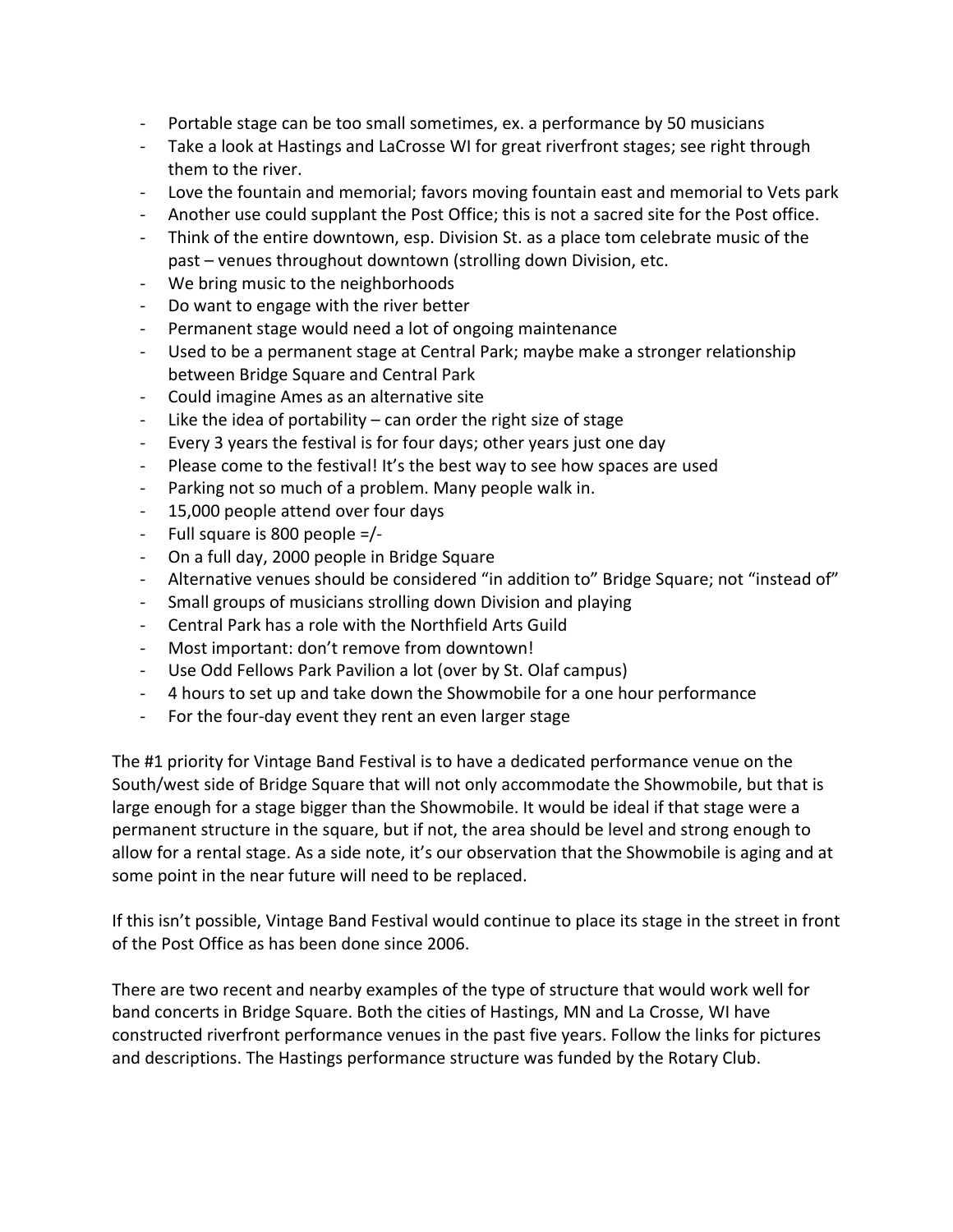- Portable stage can be too small sometimes, ex. a performance by 50 musicians
- Take a look at Hastings and LaCrosse WI for great riverfront stages; see right through them to the river.
- Love the fountain and memorial; favors moving fountain east and memorial to Vets park
- Another use could supplant the Post Office; this is not a sacred site for the Post office.
- Think of the entire downtown, esp. Division St. as a place tom celebrate music of the past – venues throughout downtown (strolling down Division, etc.
- We bring music to the neighborhoods
- Do want to engage with the river better
- Permanent stage would need a lot of ongoing maintenance
- Used to be a permanent stage at Central Park; maybe make a stronger relationship between Bridge Square and Central Park
- Could imagine Ames as an alternative site
- Like the idea of portability – can order the right size of stage
- Every 3 years the festival is for four days; other years just one day
- Please come to the festival! It's the best way to see how spaces are used
- Parking not so much of a problem. Many people walk in.
- 15,000 people attend over four days
- Full square is 800 people =/-
- On a full day, 2000 people in Bridge Square
- Alternative venues should be considered "in addition to" Bridge Square; not "instead of"
- Small groups of musicians strolling down Division and playing
- Central Park has a role with the Northfield Arts Guild
- Most important: don't remove from downtown!
- Use Odd Fellows Park Pavilion a lot (over by St. Olaf campus)
- 4 hours to set up and take down the Showmobile for a one hour performance
- For the four-day event they rent an even larger stage

The #1 priority for Vintage Band Festival is to have a dedicated performance venue on the South/west side of Bridge Square that will not only accommodate the Showmobile, but that is large enough for a stage bigger than the Showmobile. It would be ideal if that stage were a permanent structure in the square, but if not, the area should be level and strong enough to allow for a rental stage. As a side note, it's our observation that the Showmobile is aging and at some point in the near future will need to be replaced.

If this isn't possible, Vintage Band Festival would continue to place its stage in the street in front of the Post Office as has been done since 2006.

There are two recent and nearby examples of the type of structure that would work well for band concerts in Bridge Square. Both the cities of Hastings, MN and La Crosse, WI have constructed riverfront performance venues in the past five years. Follow the links for pictures and descriptions. The Hastings performance structure was funded by the Rotary Club.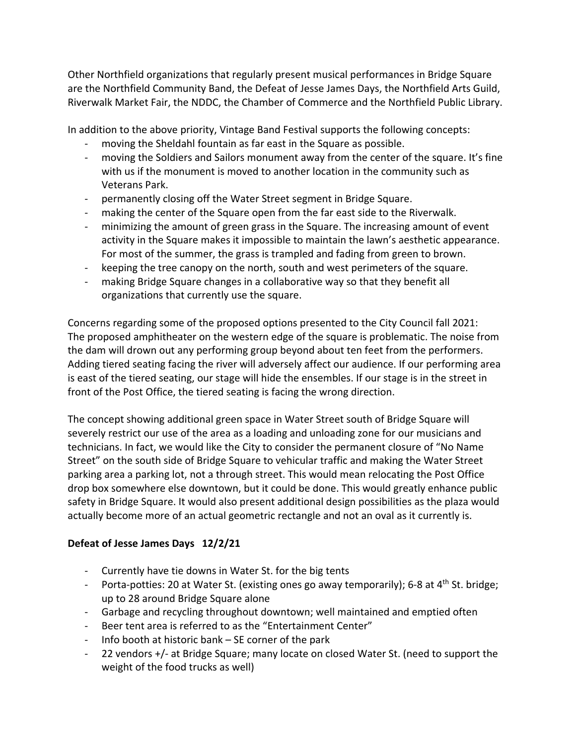Other Northfield organizations that regularly present musical performances in Bridge Square are the Northfield Community Band, the Defeat of Jesse James Days, the Northfield Arts Guild, Riverwalk Market Fair, the NDDC, the Chamber of Commerce and the Northfield Public Library.

In addition to the above priority, Vintage Band Festival supports the following concepts:

- moving the Sheldahl fountain as far east in the Square as possible.
- moving the Soldiers and Sailors monument away from the center of the square. It's fine with us if the monument is moved to another location in the community such as Veterans Park.
- permanently closing off the Water Street segment in Bridge Square.
- making the center of the Square open from the far east side to the Riverwalk.
- minimizing the amount of green grass in the Square. The increasing amount of event activity in the Square makes it impossible to maintain the lawn's aesthetic appearance. For most of the summer, the grass is trampled and fading from green to brown.
- keeping the tree canopy on the north, south and west perimeters of the square.
- making Bridge Square changes in a collaborative way so that they benefit all organizations that currently use the square.

Concerns regarding some of the proposed options presented to the City Council fall 2021:
The proposed amphitheater on the western edge of the square is problematic. The noise from the dam will drown out any performing group beyond about ten feet from the performers. Adding tiered seating facing the river will adversely affect our audience. If our performing area is east of the tiered seating, our stage will hide the ensembles. If our stage is in the street in front of the Post Office, the tiered seating is facing the wrong direction.

The concept showing additional green space in Water Street south of Bridge Square will severely restrict our use of the area as a loading and unloading zone for our musicians and technicians. In fact, we would like the City to consider the permanent closure of "No Name Street" on the south side of Bridge Square to vehicular traffic and making the Water Street parking area a parking lot, not a through street. This would mean relocating the Post Office drop box somewhere else downtown, but it could be done. This would greatly enhance public safety in Bridge Square. It would also present additional design possibilities as the plaza would actually become more of an actual geometric rectangle and not an oval as it currently is.

**Defeat of Jesse James Days 12/2/21**

- Currently have tie downs in Water St. for the big tents
- Porta-potties: 20 at Water St. (existing ones go away temporarily); 6-8 at 4th St. bridge; up to 28 around Bridge Square alone
- Garbage and recycling throughout downtown; well maintained and emptied often
- Beer tent area is referred to as the "Entertainment Center"
- Info booth at historic bank – SE corner of the park
- 22 vendors +/- at Bridge Square; many locate on closed Water St. (need to support the weight of the food trucks as well)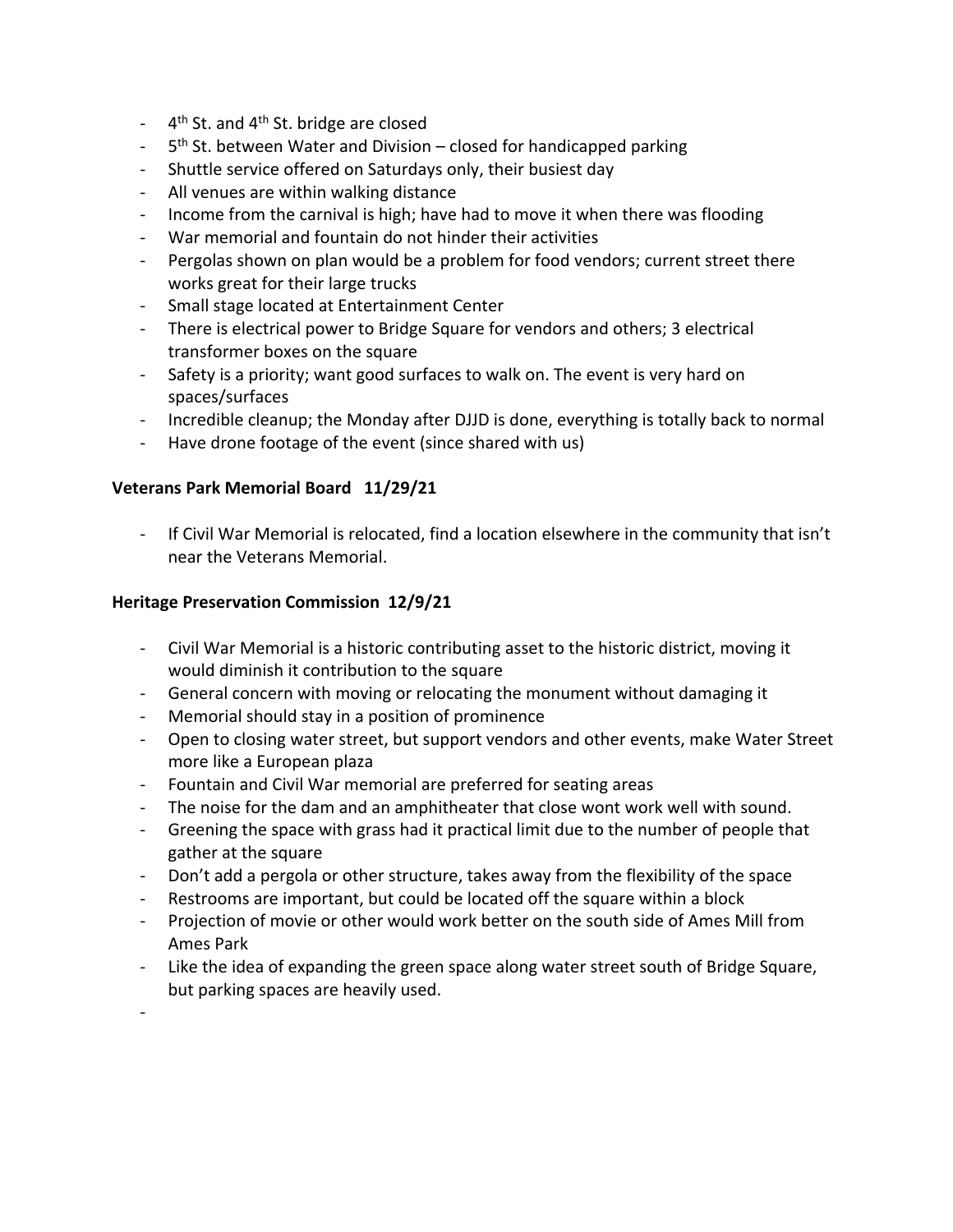- 4th St. and 4th St. bridge are closed
- 5th St. between Water and Division – closed for handicapped parking
- Shuttle service offered on Saturdays only, their busiest day
- All venues are within walking distance
- Income from the carnival is high; have had to move it when there was flooding
- War memorial and fountain do not hinder their activities
- Pergolas shown on plan would be a problem for food vendors; current street there works great for their large trucks
- Small stage located at Entertainment Center
- There is electrical power to Bridge Square for vendors and others; 3 electrical transformer boxes on the square
- Safety is a priority; want good surfaces to walk on. The event is very hard on spaces/surfaces
- Incredible cleanup; the Monday after DJJD is done, everything is totally back to normal
- Have drone footage of the event (since shared with us)

**Veterans Park Memorial Board 11/29/21**

- If Civil War Memorial is relocated, find a location elsewhere in the community that isn't near the Veterans Memorial.

**Heritage Preservation Commission 12/9/21**

- Civil War Memorial is a historic contributing asset to the historic district, moving it would diminish it contribution to the square
- General concern with moving or relocating the monument without damaging it
- Memorial should stay in a position of prominence
- Open to closing water street, but support vendors and other events, make Water Street more like a European plaza
- Fountain and Civil War memorial are preferred for seating areas
- The noise for the dam and an amphitheater that close wont work well with sound.
- Greening the space with grass had it practical limit due to the number of people that gather at the square
- Don't add a pergola or other structure, takes away from the flexibility of the space
- Restrooms are important, but could be located off the square within a block
- Projection of movie or other would work better on the south side of Ames Mill from Ames Park
- Like the idea of expanding the green space along water street south of Bridge Square, but parking spaces are heavily used.
-